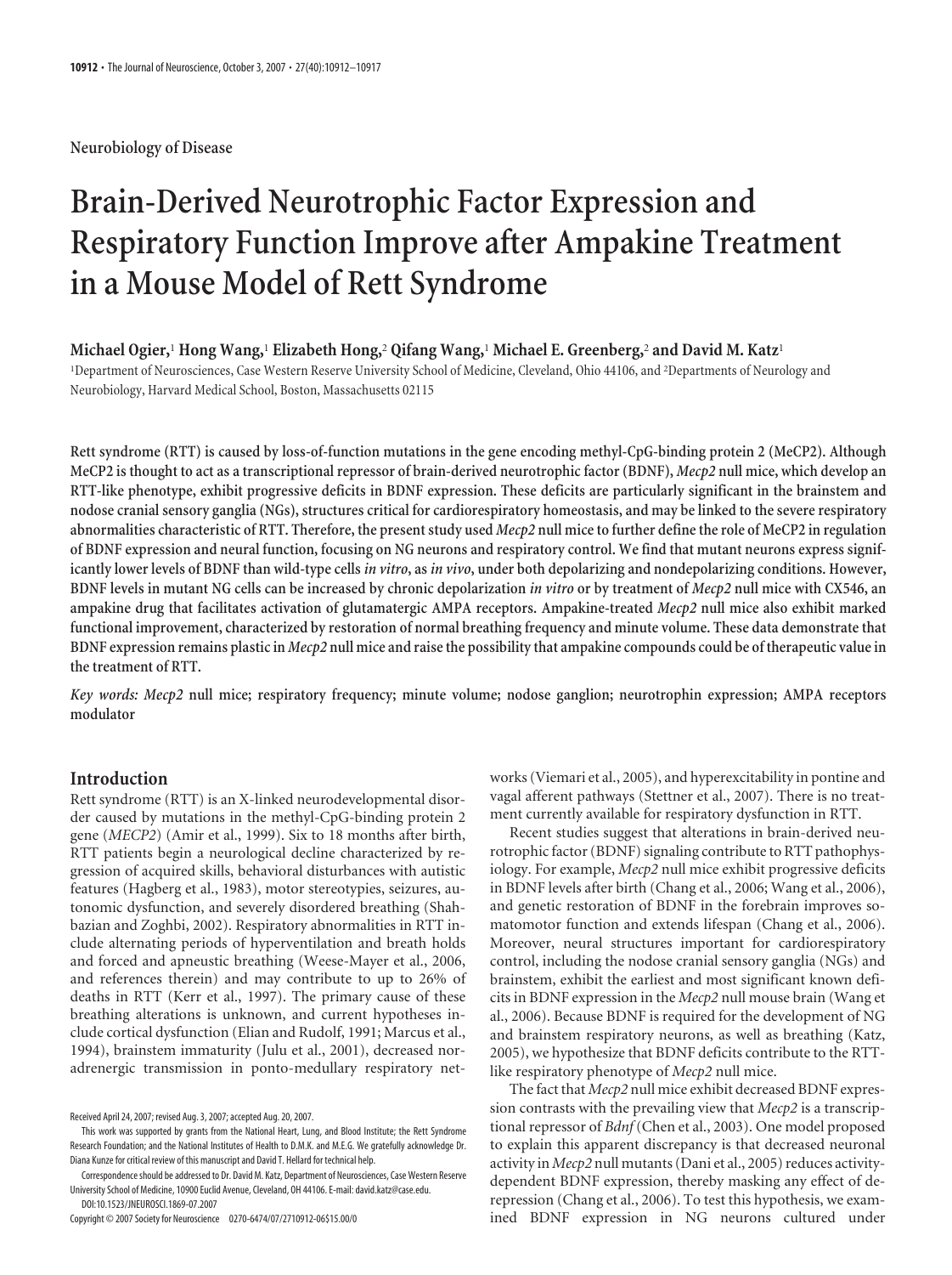Neurobiology of Disease

# Brain-Derived Neurotrophic Factor Expression and Respiratory Function Improve after Ampakine Treatment in a Mouse Model of Rett Syndrome

**Michael Ogier,[1] Hong Wang,[1] Elizabeth Hong,[2] Qifang Wang,[1] Michael E. Greenberg,[2] and David M. Katz[1]**

[1]Department of Neurosciences, Case Western Reserve University School of Medicine, Cleveland, Ohio 44106, and [2]Departments of Neurology and Neurobiology, Harvard Medical School, Boston, Massachusetts 02115

**Rett syndrome (RTT) is caused by loss-of-function mutations in the gene encoding methyl-CpG-binding protein 2 (MeCP2). Although MeCP2 is thought to act as a transcriptional repressor of brain-derived neurotrophic factor (BDNF), *Mecp2* null mice, which develop an RTT-like phenotype, exhibit progressive deficits in BDNF expression. These deficits are particularly significant in the brainstem and nodose cranial sensory ganglia (NGs), structures critical for cardiorespiratory homeostasis, and may be linked to the severe respiratory abnormalities characteristic of RTT. Therefore, the present study used *Mecp2* null mice to further define the role of MeCP2 in regulation of BDNF expression and neural function, focusing on NG neurons and respiratory control. We find that mutant neurons express significantly lower levels of BDNF than wild-type cells *in vitro*, as *in vivo*, under both depolarizing and nondepolarizing conditions. However, BDNF levels in mutant NG cells can be increased by chronic depolarization *in vitro* or by treatment of *Mecp2* null mice with CX546, an ampakine drug that facilitates activation of glutamatergic AMPA receptors. Ampakine-treated *Mecp2* null mice also exhibit marked functional improvement, characterized by restoration of normal breathing frequency and minute volume. These data demonstrate that BDNF expression remains plastic in *Mecp2* null mice and raise the possibility that ampakine compounds could be of therapeutic value in the treatment of RTT.**

*Key words: Mecp2* **null mice; respiratory frequency; minute volume; nodose ganglion; neurotrophin expression; AMPA receptors modulator**

## Introduction

Rett syndrome (RTT) is an X-linked neurodevelopmental disorder caused by mutations in the methyl-CpG-binding protein 2 gene (*MECP2*) (Amir et al., 1999). Six to 18 months after birth, RTT patients begin a neurological decline characterized by regression of acquired skills, behavioral disturbances with autistic features (Hagberg et al., 1983), motor stereotypies, seizures, autonomic dysfunction, and severely disordered breathing (Shahbazian and Zoghbi, 2002). Respiratory abnormalities in RTT include alternating periods of hyperventilation and breath holds and forced and apneustic breathing (Weese-Mayer et al., 2006, and references therein) and may contribute to up to 26% of deaths in RTT (Kerr et al., 1997). The primary cause of these breathing alterations is unknown, and current hypotheses include cortical dysfunction (Elian and Rudolf, 1991; Marcus et al., 1994), brainstem immaturity (Julu et al., 2001), decreased noradrenergic transmission in ponto-medullary respiratory networks (Viemari et al., 2005), and hyperexcitability in pontine and vagal afferent pathways (Stettner et al., 2007). There is no treatment currently available for respiratory dysfunction in RTT.

Recent studies suggest that alterations in brain-derived neurotrophic factor (BDNF) signaling contribute to RTT pathophysiology. For example, *Mecp2* null mice exhibit progressive deficits in BDNF levels after birth (Chang et al., 2006; Wang et al., 2006), and genetic restoration of BDNF in the forebrain improves somatomotor function and extends lifespan (Chang et al., 2006). Moreover, neural structures important for cardiorespiratory control, including the nodose cranial sensory ganglia (NGs) and brainstem, exhibit the earliest and most significant known deficits in BDNF expression in the *Mecp2* null mouse brain (Wang et al., 2006). Because BDNF is required for the development of NG and brainstem respiratory neurons, as well as breathing (Katz, 2005), we hypothesize that BDNF deficits contribute to the RTT-like respiratory phenotype of *Mecp2* null mice.

The fact that *Mecp2* null mice exhibit decreased BDNF expression contrasts with the prevailing view that *Mecp2* is a transcriptional repressor of *Bdnf* (Chen et al., 2003). One model proposed to explain this apparent discrepancy is that decreased neuronal activity in *Mecp2* null mutants (Dani et al., 2005) reduces activity-dependent BDNF expression, thereby masking any effect of derepression (Chang et al., 2006). To test this hypothesis, we examined BDNF expression in NG neurons cultured under

Received April 24, 2007; revised Aug. 3, 2007; accepted Aug. 20, 2007.

This work was supported by grants from the National Heart, Lung, and Blood Institute; the Rett Syndrome Research Foundation; and the National Institutes of Health to D.M.K. and M.E.G. We gratefully acknowledge Dr. Diana Kunze for critical review of this manuscript and David T. Hellard for technical help.

Correspondence should be addressed to Dr. David M. Katz, Department of Neurosciences, Case Western Reserve University School of Medicine, 10900 Euclid Avenue, Cleveland, OH 44106. E-mail: david.katz@case.edu.

DOI:10.1523/JNEUROSCI.1869-07.2007

Copyright © 2007 Society for Neuroscience 0270-6474/07/2710912-06$15.00/0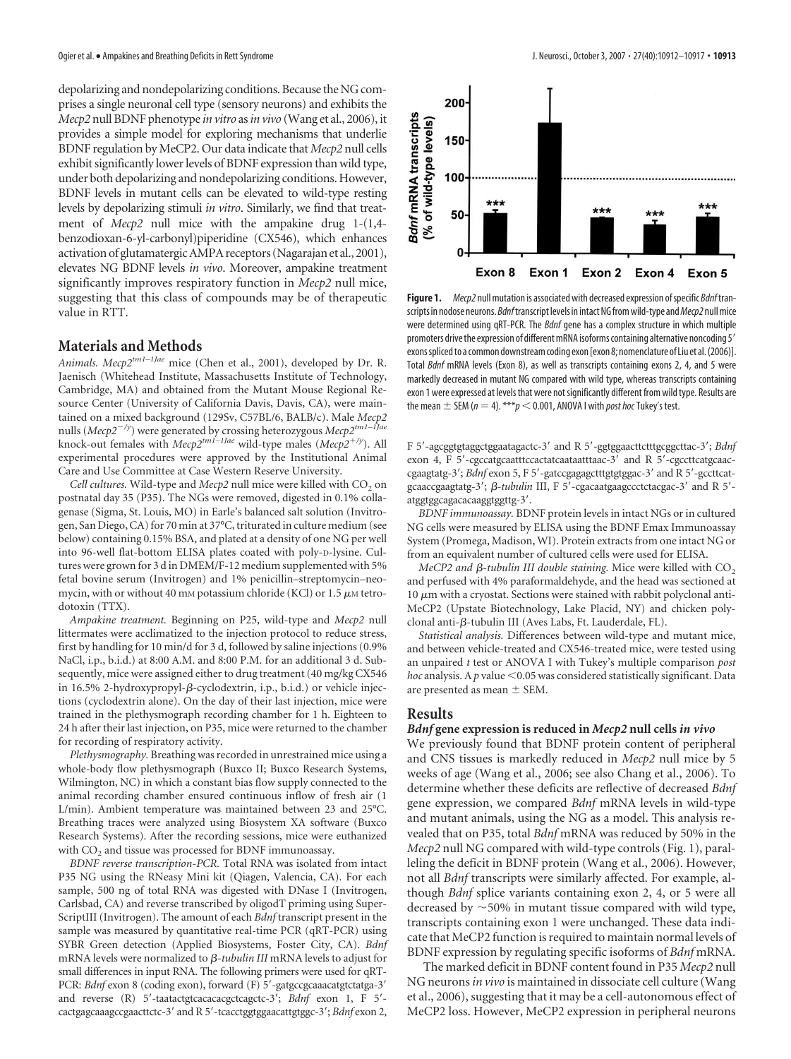depolarizing and nondepolarizing conditions. Because the NG comprises a single neuronal cell type (sensory neurons) and exhibits the *Mecp2* null BDNF phenotype *in vitro* as *in vivo* (Wang et al., 2006), it provides a simple model for exploring mechanisms that underlie BDNF regulation by MeCP2. Our data indicate that *Mecp2* null cells exhibit significantly lower levels of BDNF expression than wild type, under both depolarizing and nondepolarizing conditions. However, BDNF levels in mutant cells can be elevated to wild-type resting levels by depolarizing stimuli *in vitro*. Similarly, we find that treatment of *Mecp2* null mice with the ampakine drug 1-(1,4-benzodioxan-6-yl-carbonyl)piperidine (CX546), which enhances activation of glutamatergic AMPA receptors (Nagarajan et al., 2001), elevates NG BDNF levels *in vivo*. Moreover, ampakine treatment significantly improves respiratory function in *Mecp2* null mice, suggesting that this class of compounds may be of therapeutic value in RTT.

## Materials and Methods

*Animals.* *Mecp2*$^{tm1-1Jae}$ mice (Chen et al., 2001), developed by Dr. R. Jaenisch (Whitehead Institute, Massachusetts Institute of Technology, Cambridge, MA) and obtained from the Mutant Mouse Regional Resource Center (University of California Davis, Davis, CA), were maintained on a mixed background (129Sv, C57BL/6, BALB/c). Male *Mecp2* nulls (*Mecp2*$^{-/y}$) were generated by crossing heterozygous *Mecp2*$^{tm1-1Jae}$ knock-out females with *Mecp2*$^{tm1-1Jae}$ wild-type males (*Mecp2*$^{+/y}$). All experimental procedures were approved by the Institutional Animal Care and Use Committee at Case Western Reserve University.

*Cell cultures.* Wild-type and *Mecp2* null mice were killed with $CO_2$ on postnatal day 35 (P35). The NGs were removed, digested in 0.1% collagenase (Sigma, St. Louis, MO) in Earle's balanced salt solution (Invitrogen, San Diego, CA) for 70 min at 37°C, triturated in culture medium (see below) containing 0.15% BSA, and plated at a density of one NG per well into 96-well flat-bottom ELISA plates coated with poly-D-lysine. Cultures were grown for 3 d in DMEM/F-12 medium supplemented with 5% fetal bovine serum (Invitrogen) and 1% penicillin–streptomycin–neomycin, with or without 40 mM potassium chloride (KCl) or 1.5 μM tetrodotoxin (TTX).

*Ampakine treatment.* Beginning on P25, wild-type and *Mecp2* null littermates were acclimatized to the injection protocol to reduce stress, first by handling for 10 min/d for 3 d, followed by saline injections (0.9% NaCl, i.p., b.i.d.) at 8:00 A.M. and 8:00 P.M. for an additional 3 d. Subsequently, mice were assigned either to drug treatment (40 mg/kg CX546 in 16.5% 2-hydroxypropyl-β-cyclodextrin, i.p., b.i.d.) or vehicle injections (cyclodextrin alone). On the day of their last injection, mice were trained in the plethysmograph recording chamber for 1 h. Eighteen to 24 h after their last injection, on P35, mice were returned to the chamber for recording of respiratory activity.

*Plethysmography.* Breathing was recorded in unrestrained mice using a whole-body flow plethysmograph (Buxco II; Buxco Research Systems, Wilmington, NC) in which a constant bias flow supply connected to the animal recording chamber ensured continuous inflow of fresh air (1 L/min). Ambient temperature was maintained between 23 and 25°C. Breathing traces were analyzed using Biosystem XA software (Buxco Research Systems). After the recording sessions, mice were euthanized with $CO_2$ and tissue was processed for BDNF immunoassay.

*BDNF reverse transcription-PCR.* Total RNA was isolated from intact P35 NG using the RNeasy Mini kit (Qiagen, Valencia, CA). For each sample, 500 ng of total RNA was digested with DNase I (Invitrogen, Carlsbad, CA) and reverse transcribed by oligodT priming using SuperScriptIII (Invitrogen). The amount of each *Bdnf* transcript present in the sample was measured by quantitative real-time PCR (qRT-PCR) using SYBR Green detection (Applied Biosystems, Foster City, CA). *Bdnf* mRNA levels were normalized to *β-tubulin III* mRNA levels to adjust for small differences in input RNA. The following primers were used for qRT-PCR: *Bdnf* exon 8 (coding exon), forward (F) 5′-gatgccgcaaacatgtctatga-3′ and reverse (R) 5′-taatactgtcacacacgctcagctc-3′; *Bdnf* exon 1, F 5′-cactgagcaaagccgaacttctc-3′ and R 5′-tcacctggtggaacattgtggc-3′; *Bdnf* exon 2, F 5′-agcggtgtaggctggaatagactc-3′ and R 5′-ggtggaacttctttgcggcttac-3′; *Bdnf* exon 4, F 5′-cgccatgcaatttccactatcaataatttaac-3′ and R 5′-cgccttcatgcaaccgaagtatg-3′; *Bdnf* exon 5, F 5′-gatccgagagctttgtgtggac-3′ and R 5′-gccttcatgcaaccgaagtatg-3′; *β-tubulin* III, F 5′-cgacaatgaagccctctacgac-3′ and R 5′-atggtggcagacacaaggtggttg-3′.

*BDNF immunoassay.* BDNF protein levels in intact NGs or in cultured NG cells were measured by ELISA using the BDNF Emax Immunoassay System (Promega, Madison, WI). Protein extracts from one intact NG or from an equivalent number of cultured cells were used for ELISA.

*MeCP2 and β-tubulin III double staining.* Mice were killed with $CO_2$ and perfused with 4% paraformaldehyde, and the head was sectioned at 10 μm with a cryostat. Sections were stained with rabbit polyclonal anti-MeCP2 (Upstate Biotechnology, Lake Placid, NY) and chicken polyclonal anti-β-tubulin III (Aves Labs, Ft. Lauderdale, FL).

*Statistical analysis.* Differences between wild-type and mutant mice, and between vehicle-treated and CX546-treated mice, were tested using an unpaired *t* test or ANOVA I with Tukey's multiple comparison *post hoc* analysis. A $p$ value $<0.05$ was considered statistically significant. Data are presented as mean ± SEM.

**Figure 1.** *Mecp2* null mutation is associated with decreased expression of specific *Bdnf* transcripts in nodose neurons. *Bdnf* transcript levels in intact NG from wild-type and *Mecp2* null mice were determined using qRT-PCR. The *Bdnf* gene has a complex structure in which multiple promoters drive the expression of different mRNA isoforms containing alternative noncoding 5′ exons spliced to a common downstream coding exon [exon 8; nomenclature of Liu et al. (2006)]. Total *Bdnf* mRNA levels (Exon 8), as well as transcripts containing exons 2, 4, and 5 were markedly decreased in mutant NG compared with wild type, whereas transcripts containing exon 1 were expressed at levels that were not significantly different from wild type. Results are the mean ± SEM ($n = 4$). ***$p < 0.001$, ANOVA I with *post hoc* Tukey's test.

## Results

### *Bdnf* gene expression is reduced in *Mecp2* null cells *in vivo*

We previously found that BDNF protein content of peripheral and CNS tissues is markedly reduced in *Mecp2* null mice by 5 weeks of age (Wang et al., 2006; see also Chang et al., 2006). To determine whether these deficits are reflective of decreased *Bdnf* gene expression, we compared *Bdnf* mRNA levels in wild-type and mutant animals, using the NG as a model. This analysis revealed that on P35, total *Bdnf* mRNA was reduced by 50% in the *Mecp2* null NG compared with wild-type controls (Fig. 1), paralleling the deficit in BDNF protein (Wang et al., 2006). However, not all *Bdnf* transcripts were similarly affected. For example, although *Bdnf* splice variants containing exon 2, 4, or 5 were all decreased by ~50% in mutant tissue compared with wild type, transcripts containing exon 1 were unchanged. These data indicate that MeCP2 function is required to maintain normal levels of BDNF expression by regulating specific isoforms of *Bdnf* mRNA.

The marked deficit in BDNF content found in P35 *Mecp2* null NG neurons *in vivo* is maintained in dissociate cell culture (Wang et al., 2006), suggesting that it may be a cell-autonomous effect of MeCP2 loss. However, MeCP2 expression in peripheral neurons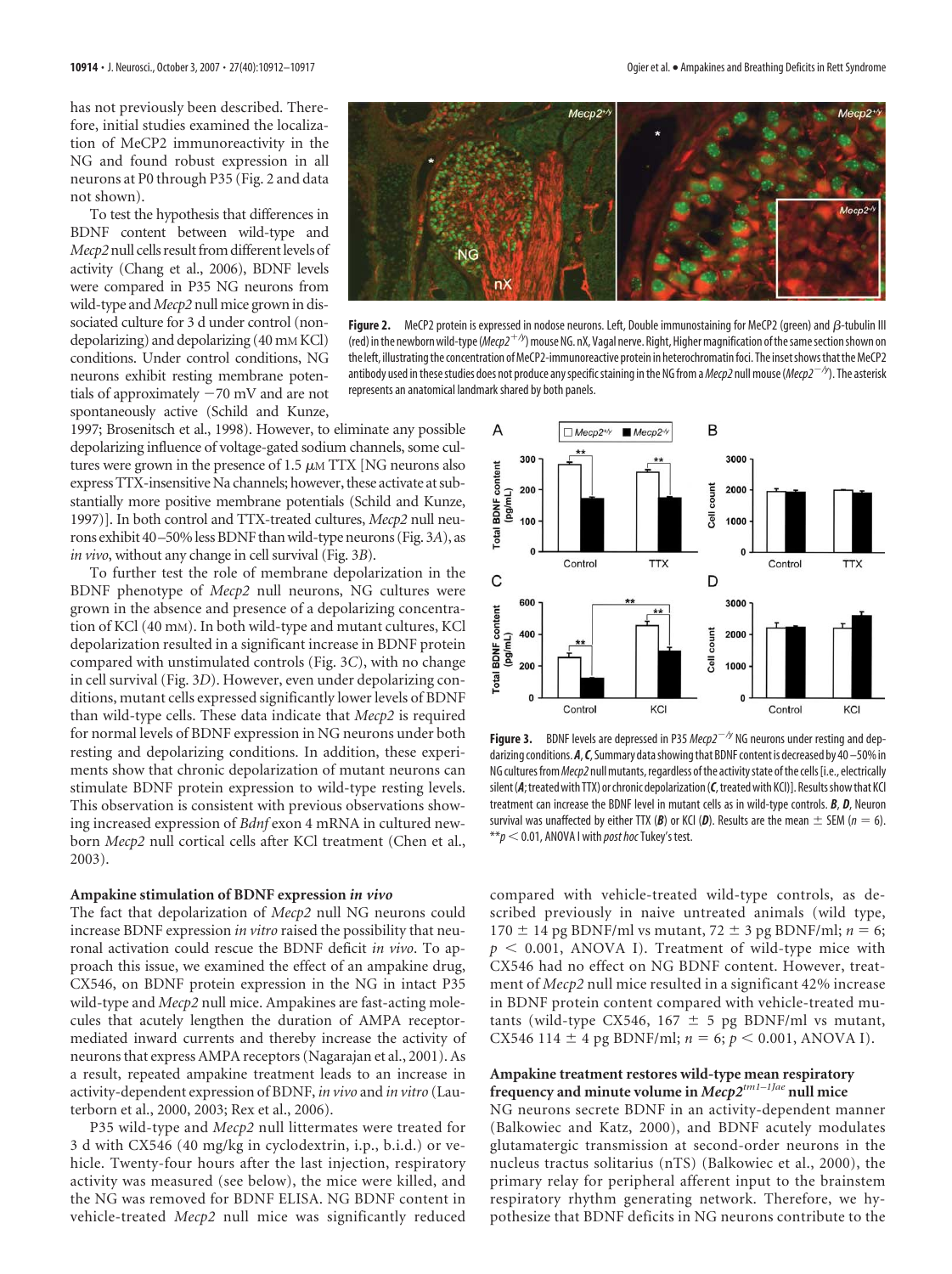has not previously been described. Therefore, initial studies examined the localization of MeCP2 immunoreactivity in the NG and found robust expression in all neurons at P0 through P35 (Fig. 2 and data not shown).

To test the hypothesis that differences in BDNF content between wild-type and *Mecp2* null cells result from different levels of activity (Chang et al., 2006), BDNF levels were compared in P35 NG neurons from wild-type and *Mecp2* null mice grown in dissociated culture for 3 d under control (nondepolarizing) and depolarizing (40 mM KCl) conditions. Under control conditions, NG neurons exhibit resting membrane potentials of approximately −70 mV and are not spontaneously active (Schild and Kunze, 1997; Brosenitsch et al., 1998). However, to eliminate any possible depolarizing influence of voltage-gated sodium channels, some cultures were grown in the presence of 1.5 μM TTX [NG neurons also express TTX-insensitive Na channels; however, these activate at substantially more positive membrane potentials (Schild and Kunze, 1997)]. In both control and TTX-treated cultures, *Mecp2* null neurons exhibit 40–50% less BDNF than wild-type neurons (Fig. 3*A*), as *in vivo*, without any change in cell survival (Fig. 3*B*).

To further test the role of membrane depolarization in the BDNF phenotype of *Mecp2* null neurons, NG cultures were grown in the absence and presence of a depolarizing concentration of KCl (40 mM). In both wild-type and mutant cultures, KCl depolarization resulted in a significant increase in BDNF protein compared with unstimulated controls (Fig. 3*C*), with no change in cell survival (Fig. 3*D*). However, even under depolarizing conditions, mutant cells expressed significantly lower levels of BDNF than wild-type cells. These data indicate that *Mecp2* is required for normal levels of BDNF expression in NG neurons under both resting and depolarizing conditions. In addition, these experiments show that chronic depolarization of mutant neurons can stimulate BDNF protein expression to wild-type resting levels. This observation is consistent with previous observations showing increased expression of *Bdnf* exon 4 mRNA in cultured newborn *Mecp2* null cortical cells after KCl treatment (Chen et al., 2003).

**Figure 2.** MeCP2 protein is expressed in nodose neurons. Left, Double immunostaining for MeCP2 (green) and β-tubulin III (red) in the newborn wild-type ($Mecp2^{+/y}$) mouse NG. nX, Vagal nerve. Right, Higher magnification of the same section shown on the left, illustrating the concentration of MeCP2-immunoreactive protein in heterochromatin foci. The inset shows that the MeCP2 antibody used in these studies does not produce any specific staining in the NG from a *Mecp2* null mouse ($Mecp2^{-/y}$). The asterisk represents an anatomical landmark shared by both panels.

**Figure 3.** BDNF levels are depressed in P35 $Mecp2^{-/y}$ NG neurons under resting and depolarizing conditions. ***A***, ***C***, Summary data showing that BDNF content is decreased by 40–50% in NG cultures from *Mecp2* null mutants, regardless of the activity state of the cells [i.e., electrically silent (***A***; treated with TTX) or chronic depolarization (***C***, treated with KCl)]. Results show that KCl treatment can increase the BDNF level in mutant cells as in wild-type controls. ***B***, ***D***, Neuron survival was unaffected by either TTX (***B***) or KCl (***D***). Results are the mean ± SEM ($n = 6$). $^{**}p < 0.01$, ANOVA I with *post hoc* Tukey's test.

### Ampakine stimulation of BDNF expression *in vivo*

The fact that depolarization of *Mecp2* null NG neurons could increase BDNF expression *in vitro* raised the possibility that neuronal activation could rescue the BDNF deficit *in vivo*. To approach this issue, we examined the effect of an ampakine drug, CX546, on BDNF protein expression in the NG in intact P35 wild-type and *Mecp2* null mice. Ampakines are fast-acting molecules that acutely lengthen the duration of AMPA receptor-mediated inward currents and thereby increase the activity of neurons that express AMPA receptors (Nagarajan et al., 2001). As a result, repeated ampakine treatment leads to an increase in activity-dependent expression of BDNF, *in vivo* and *in vitro* (Lauterborn et al., 2000, 2003; Rex et al., 2006).

P35 wild-type and *Mecp2* null littermates were treated for 3 d with CX546 (40 mg/kg in cyclodextrin, i.p., b.i.d.) or vehicle. Twenty-four hours after the last injection, respiratory activity was measured (see below), the mice were killed, and the NG was removed for BDNF ELISA. NG BDNF content in vehicle-treated *Mecp2* null mice was significantly reduced compared with vehicle-treated wild-type controls, as described previously in naive untreated animals (wild type, 170 ± 14 pg BDNF/ml vs mutant, 72 ± 3 pg BDNF/ml; $n = 6$; $p < 0.001$, ANOVA I). Treatment of wild-type mice with CX546 had no effect on NG BDNF content. However, treatment of *Mecp2* null mice resulted in a significant 42% increase in BDNF protein content compared with vehicle-treated mutants (wild-type CX546, 167 ± 5 pg BDNF/ml vs mutant, CX546 114 ± 4 pg BDNF/ml; $n = 6$; $p < 0.001$, ANOVA I).

### Ampakine treatment restores wild-type mean respiratory frequency and minute volume in $Mecp2^{tm1-1Jae}$ null mice

NG neurons secrete BDNF in an activity-dependent manner (Balkowiec and Katz, 2000), and BDNF acutely modulates glutamatergic transmission at second-order neurons in the nucleus tractus solitarius (nTS) (Balkowiec et al., 2000), the primary relay for peripheral afferent input to the brainstem respiratory rhythm generating network. Therefore, we hypothesize that BDNF deficits in NG neurons contribute to the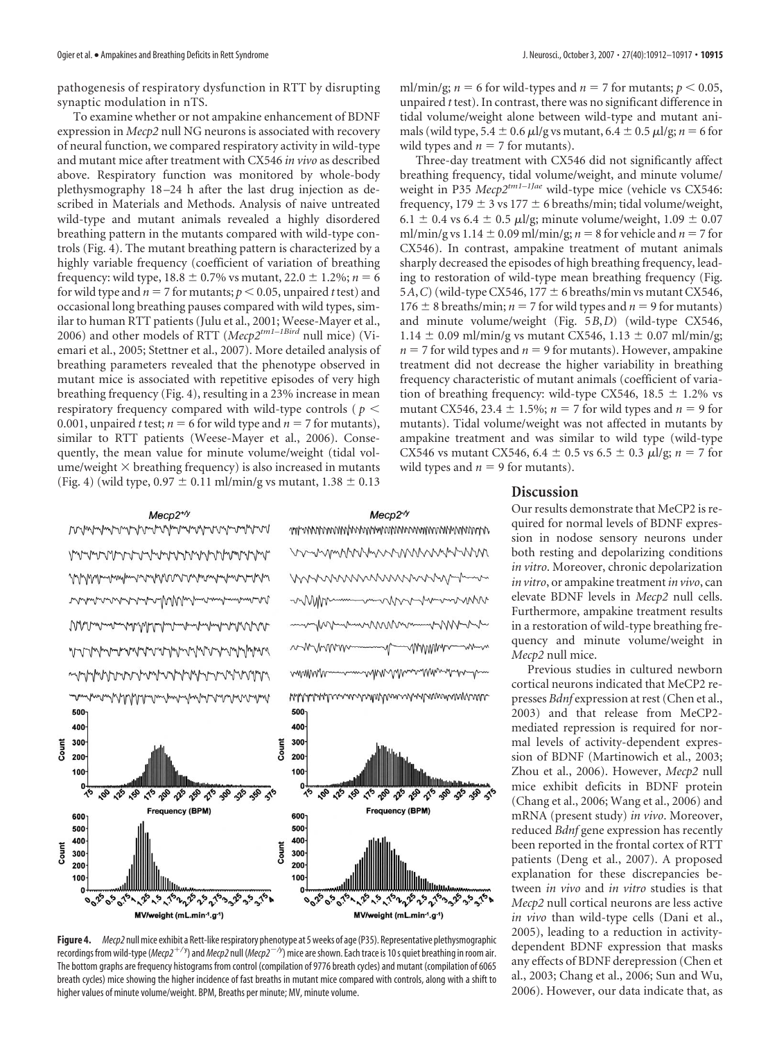pathogenesis of respiratory dysfunction in RTT by disrupting synaptic modulation in nTS.

To examine whether or not ampakine enhancement of BDNF expression in *Mecp2* null NG neurons is associated with recovery of neural function, we compared respiratory activity in wild-type and mutant mice after treatment with CX546 *in vivo* as described above. Respiratory function was monitored by whole-body plethysmography 18–24 h after the last drug injection as described in Materials and Methods. Analysis of naive untreated wild-type and mutant animals revealed a highly disordered breathing pattern in the mutants compared with wild-type controls (Fig. 4). The mutant breathing pattern is characterized by a highly variable frequency (coefficient of variation of breathing frequency: wild type, 18.8 ± 0.7% vs mutant, 22.0 ± 1.2%; $n = 6$ for wild type and $n = 7$ for mutants; $p < 0.05$, unpaired *t* test) and occasional long breathing pauses compared with wild types, similar to human RTT patients (Julu et al., 2001; Weese-Mayer et al., 2006) and other models of RTT (*Mecp2*$^{tm1-1Bird}$ null mice) (Viemari et al., 2005; Stettner et al., 2007). More detailed analysis of breathing parameters revealed that the phenotype observed in mutant mice is associated with repetitive episodes of very high breathing frequency (Fig. 4), resulting in a 23% increase in mean respiratory frequency compared with wild-type controls ($p < 0.001$, unpaired *t* test; $n = 6$ for wild type and $n = 7$ for mutants), similar to RTT patients (Weese-Mayer et al., 2006). Consequently, the mean value for minute volume/weight (tidal volume/weight × breathing frequency) is also increased in mutants (Fig. 4) (wild type, 0.97 ± 0.11 ml/min/g vs mutant, 1.38 ± 0.13 ml/min/g; $n = 6$ for wild-types and $n = 7$ for mutants; $p < 0.05$, unpaired *t* test). In contrast, there was no significant difference in tidal volume/weight alone between wild-type and mutant animals (wild type, 5.4 ± 0.6 μl/g vs mutant, 6.4 ± 0.5 μl/g; $n = 6$ for wild types and $n = 7$ for mutants).

Three-day treatment with CX546 did not significantly affect breathing frequency, tidal volume/weight, and minute volume/weight in P35 *Mecp2*$^{tm1-1Jae}$ wild-type mice (vehicle vs CX546: frequency, 179 ± 3 vs 177 ± 6 breaths/min; tidal volume/weight, 6.1 ± 0.4 vs 6.4 ± 0.5 μl/g; minute volume/weight, 1.09 ± 0.07 ml/min/g vs 1.14 ± 0.09 ml/min/g; $n = 8$ for vehicle and $n = 7$ for CX546). In contrast, ampakine treatment of mutant animals sharply decreased the episodes of high breathing frequency, leading to restoration of wild-type mean breathing frequency (Fig. 5*A*,*C*) (wild-type CX546, 177 ± 6 breaths/min vs mutant CX546, 176 ± 8 breaths/min; $n = 7$ for wild types and $n = 9$ for mutants) and minute volume/weight (Fig. 5*B*,*D*) (wild-type CX546, 1.14 ± 0.09 ml/min/g vs mutant CX546, 1.13 ± 0.07 ml/min/g; $n = 7$ for wild types and $n = 9$ for mutants). However, ampakine treatment did not decrease the higher variability in breathing frequency characteristic of mutant animals (coefficient of variation of breathing frequency: wild-type CX546, 18.5 ± 1.2% vs mutant CX546, 23.4 ± 1.5%; $n = 7$ for wild types and $n = 9$ for mutants). Tidal volume/weight was not affected in mutants by ampakine treatment and was similar to wild type (wild-type CX546 vs mutant CX546, 6.4 ± 0.5 vs 6.5 ± 0.3 μl/g; $n = 7$ for wild types and $n = 9$ for mutants).

**Figure 4.** *Mecp2* null mice exhibit a Rett-like respiratory phenotype at 5 weeks of age (P35). Representative plethysmographic recordings from wild-type (*Mecp2*$^{+/y}$) and *Mecp2* null (*Mecp2*$^{-/y}$) mice are shown. Each trace is 10 s quiet breathing in room air. The bottom graphs are frequency histograms from control (compilation of 9776 breath cycles) and mutant (compilation of 6065 breath cycles) mice showing the higher incidence of fast breaths in mutant mice compared with controls, along with a shift to higher values of minute volume/weight. BPM, Breaths per minute; MV, minute volume.

## Discussion

Our results demonstrate that MeCP2 is required for normal levels of BDNF expression in nodose sensory neurons under both resting and depolarizing conditions *in vitro*. Moreover, chronic depolarization *in vitro*, or ampakine treatment *in vivo*, can elevate BDNF levels in *Mecp2* null cells. Furthermore, ampakine treatment results in a restoration of wild-type breathing frequency and minute volume/weight in *Mecp2* null mice.

Previous studies in cultured newborn cortical neurons indicated that MeCP2 represses *Bdnf* expression at rest (Chen et al., 2003) and that release from MeCP2-mediated repression is required for normal levels of activity-dependent expression of BDNF (Martinowich et al., 2003; Zhou et al., 2006). However, *Mecp2* null mice exhibit deficits in BDNF protein (Chang et al., 2006; Wang et al., 2006) and mRNA (present study) *in vivo*. Moreover, reduced *Bdnf* gene expression has recently been reported in the frontal cortex of RTT patients (Deng et al., 2007). A proposed explanation for these discrepancies between *in vivo* and *in vitro* studies is that *Mecp2* null cortical neurons are less active *in vivo* than wild-type cells (Dani et al., 2005), leading to a reduction in activity-dependent BDNF expression that masks any effects of BDNF derepression (Chen et al., 2003; Chang et al., 2006; Sun and Wu, 2006). However, our data indicate that, as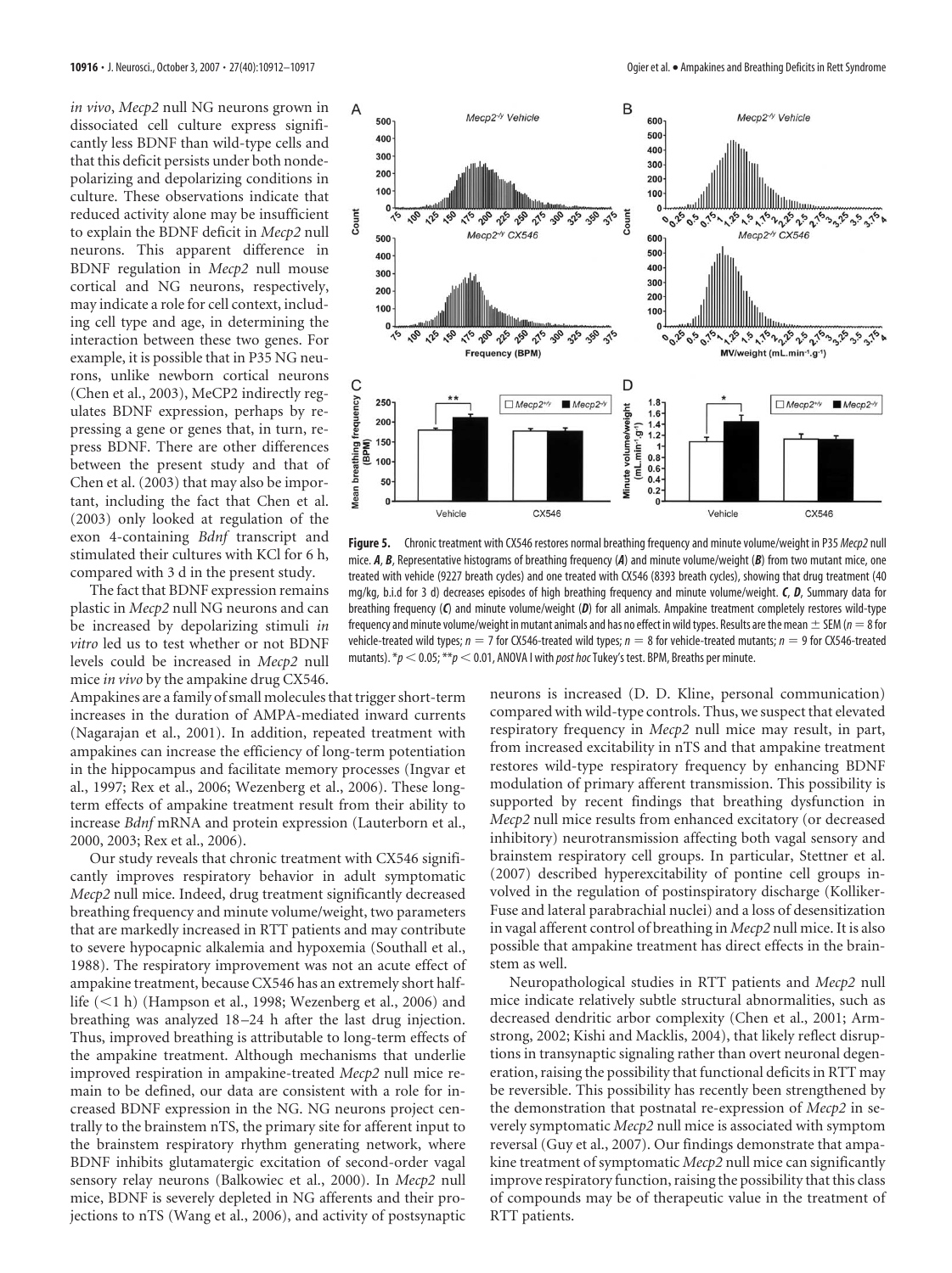*in vivo*, *Mecp2* null NG neurons grown in dissociated cell culture express significantly less BDNF than wild-type cells and that this deficit persists under both nondepolarizing and depolarizing conditions in culture. These observations indicate that reduced activity alone may be insufficient to explain the BDNF deficit in *Mecp2* null neurons. This apparent difference in BDNF regulation in *Mecp2* null mouse cortical and NG neurons, respectively, may indicate a role for cell context, including cell type and age, in determining the interaction between these two genes. For example, it is possible that in P35 NG neurons, unlike newborn cortical neurons (Chen et al., 2003), MeCP2 indirectly regulates BDNF expression, perhaps by repressing a gene or genes that, in turn, repress BDNF. There are other differences between the present study and that of Chen et al. (2003) that may also be important, including the fact that Chen et al. (2003) only looked at regulation of the exon 4-containing *Bdnf* transcript and stimulated their cultures with KCl for 6 h, compared with 3 d in the present study.

The fact that BDNF expression remains plastic in *Mecp2* null NG neurons and can be increased by depolarizing stimuli *in vitro* led us to test whether or not BDNF levels could be increased in *Mecp2* null mice *in vivo* by the ampakine drug CX546. Ampakines are a family of small molecules that trigger short-term increases in the duration of AMPA-mediated inward currents (Nagarajan et al., 2001). In addition, repeated treatment with ampakines can increase the efficiency of long-term potentiation in the hippocampus and facilitate memory processes (Ingvar et al., 1997; Rex et al., 2006; Wezenberg et al., 2006). These long-term effects of ampakine treatment result from their ability to increase *Bdnf* mRNA and protein expression (Lauterborn et al., 2000, 2003; Rex et al., 2006).

Our study reveals that chronic treatment with CX546 significantly improves respiratory behavior in adult symptomatic *Mecp2* null mice. Indeed, drug treatment significantly decreased breathing frequency and minute volume/weight, two parameters that are markedly increased in RTT patients and may contribute to severe hypocapnic alkalemia and hypoxemia (Southall et al., 1988). The respiratory improvement was not an acute effect of ampakine treatment, because CX546 has an extremely short half-life (<1 h) (Hampson et al., 1998; Wezenberg et al., 2006) and breathing was analyzed 18–24 h after the last drug injection. Thus, improved breathing is attributable to long-term effects of the ampakine treatment. Although mechanisms that underlie improved respiration in ampakine-treated *Mecp2* null mice remain to be defined, our data are consistent with a role for increased BDNF expression in the NG. NG neurons project centrally to the brainstem nTS, the primary site for afferent input to the brainstem respiratory rhythm generating network, where BDNF inhibits glutamatergic excitation of second-order vagal sensory relay neurons (Balkowiec et al., 2000). In *Mecp2* null mice, BDNF is severely depleted in NG afferents and their projections to nTS (Wang et al., 2006), and activity of postsynaptic neurons is increased (D. D. Kline, personal communication) compared with wild-type controls. Thus, we suspect that elevated respiratory frequency in *Mecp2* null mice may result, in part, from increased excitability in nTS and that ampakine treatment restores wild-type respiratory frequency by enhancing BDNF modulation of primary afferent transmission. This possibility is supported by recent findings that breathing dysfunction in *Mecp2* null mice results from enhanced excitatory (or decreased inhibitory) neurotransmission affecting both vagal sensory and brainstem respiratory cell groups. In particular, Stettner et al. (2007) described hyperexcitability of pontine cell groups involved in the regulation of postinspiratory discharge (Kolliker-Fuse and lateral parabrachial nuclei) and a loss of desensitization in vagal afferent control of breathing in *Mecp2* null mice. It is also possible that ampakine treatment has direct effects in the brainstem as well.

Neuropathological studies in RTT patients and *Mecp2* null mice indicate relatively subtle structural abnormalities, such as decreased dendritic arbor complexity (Chen et al., 2001; Armstrong, 2002; Kishi and Macklis, 2004), that likely reflect disruptions in transynaptic signaling rather than overt neuronal degeneration, raising the possibility that functional deficits in RTT may be reversible. This possibility has recently been strengthened by the demonstration that postnatal re-expression of *Mecp2* in severely symptomatic *Mecp2* null mice is associated with symptom reversal (Guy et al., 2007). Our findings demonstrate that ampakine treatment of symptomatic *Mecp2* null mice can significantly improve respiratory function, raising the possibility that this class of compounds may be of therapeutic value in the treatment of RTT patients.

**Figure 5.** Chronic treatment with CX546 restores normal breathing frequency and minute volume/weight in P35 *Mecp2* null mice. ***A***, ***B***, Representative histograms of breathing frequency (***A***) and minute volume/weight (***B***) from two mutant mice, one treated with vehicle (9227 breath cycles) and one treated with CX546 (8393 breath cycles), showing that drug treatment (40 mg/kg, b.i.d for 3 d) decreases episodes of high breathing frequency and minute volume/weight. ***C***, ***D***, Summary data for breathing frequency (***C***) and minute volume/weight (***D***) for all animals. Ampakine treatment completely restores wild-type frequency and minute volume/weight in mutant animals and has no effect in wild types. Results are the mean ± SEM ($n = 8$ for vehicle-treated wild types; $n = 7$ for CX546-treated wild types; $n = 8$ for vehicle-treated mutants; $n = 9$ for CX546-treated mutants). $^*p < 0.05$; $^{**}p < 0.01$, ANOVA I with *post hoc* Tukey's test. BPM, Breaths per minute.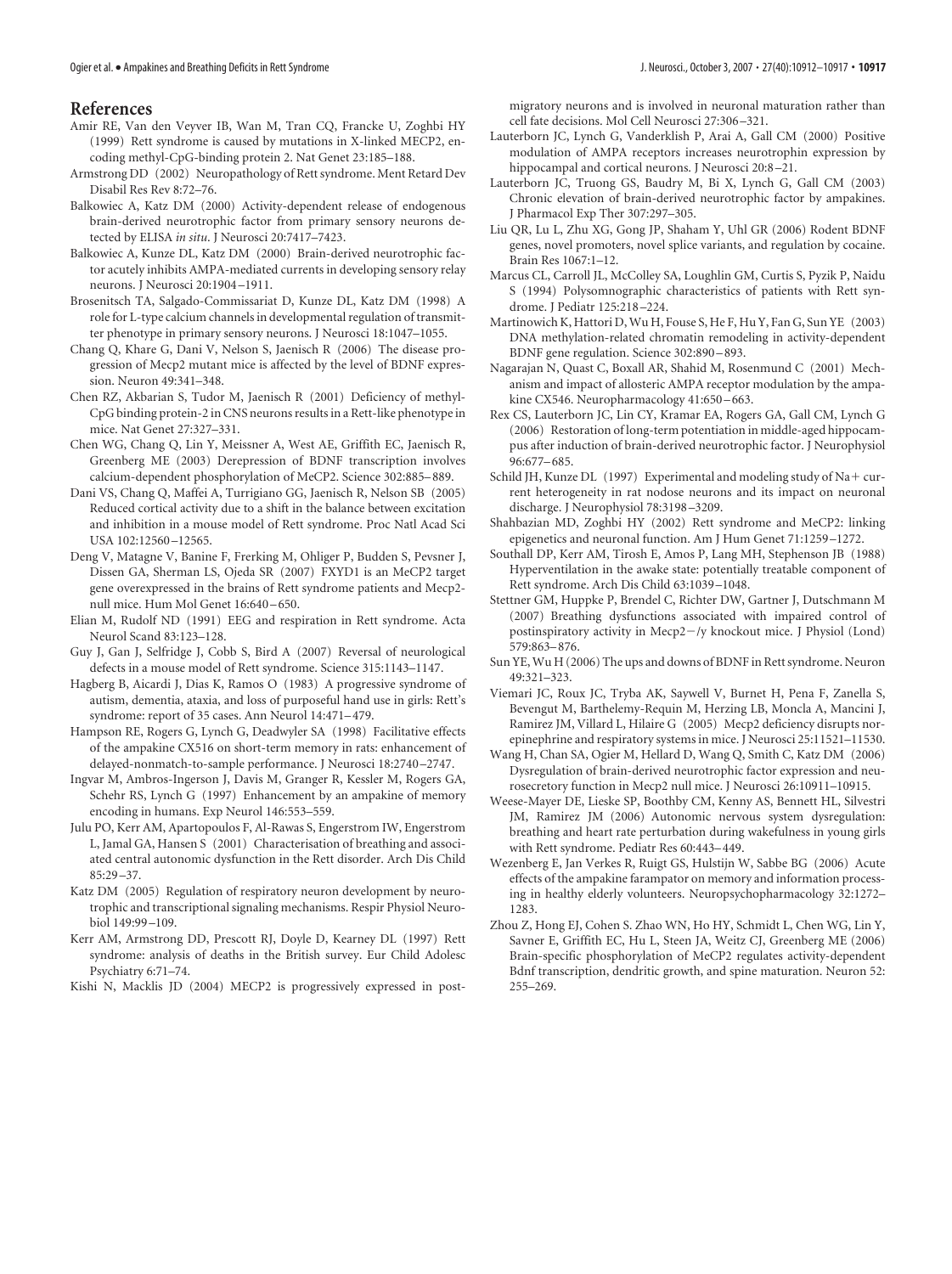## References

Amir RE, Van den Veyver IB, Wan M, Tran CQ, Francke U, Zoghbi HY (1999) Rett syndrome is caused by mutations in X-linked MECP2, encoding methyl-CpG-binding protein 2. Nat Genet 23:185–188.

Armstrong DD (2002) Neuropathology of Rett syndrome. Ment Retard Dev Disabil Res Rev 8:72–76.

Balkowiec A, Katz DM (2000) Activity-dependent release of endogenous brain-derived neurotrophic factor from primary sensory neurons detected by ELISA *in situ*. J Neurosci 20:7417–7423.

Balkowiec A, Kunze DL, Katz DM (2000) Brain-derived neurotrophic factor acutely inhibits AMPA-mediated currents in developing sensory relay neurons. J Neurosci 20:1904–1911.

Brosenitsch TA, Salgado-Commissariat D, Kunze DL, Katz DM (1998) A role for L-type calcium channels in developmental regulation of transmitter phenotype in primary sensory neurons. J Neurosci 18:1047–1055.

Chang Q, Khare G, Dani V, Nelson S, Jaenisch R (2006) The disease progression of Mecp2 mutant mice is affected by the level of BDNF expression. Neuron 49:341–348.

Chen RZ, Akbarian S, Tudor M, Jaenisch R (2001) Deficiency of methyl-CpG binding protein-2 in CNS neurons results in a Rett-like phenotype in mice. Nat Genet 27:327–331.

Chen WG, Chang Q, Lin Y, Meissner A, West AE, Griffith EC, Jaenisch R, Greenberg ME (2003) Derepression of BDNF transcription involves calcium-dependent phosphorylation of MeCP2. Science 302:885–889.

Dani VS, Chang Q, Maffei A, Turrigiano GG, Jaenisch R, Nelson SB (2005) Reduced cortical activity due to a shift in the balance between excitation and inhibition in a mouse model of Rett syndrome. Proc Natl Acad Sci USA 102:12560–12565.

Deng V, Matagne V, Banine F, Frerking M, Ohliger P, Budden S, Pevsner J, Dissen GA, Sherman LS, Ojeda SR (2007) FXYD1 is an MeCP2 target gene overexpressed in the brains of Rett syndrome patients and Mecp2-null mice. Hum Mol Genet 16:640–650.

Elian M, Rudolf ND (1991) EEG and respiration in Rett syndrome. Acta Neurol Scand 83:123–128.

Guy J, Gan J, Selfridge J, Cobb S, Bird A (2007) Reversal of neurological defects in a mouse model of Rett syndrome. Science 315:1143–1147.

Hagberg B, Aicardi J, Dias K, Ramos O (1983) A progressive syndrome of autism, dementia, ataxia, and loss of purposeful hand use in girls: Rett's syndrome: report of 35 cases. Ann Neurol 14:471–479.

Hampson RE, Rogers G, Lynch G, Deadwyler SA (1998) Facilitative effects of the ampakine CX516 on short-term memory in rats: enhancement of delayed-nonmatch-to-sample performance. J Neurosci 18:2740–2747.

Ingvar M, Ambros-Ingerson J, Davis M, Granger R, Kessler M, Rogers GA, Schehr RS, Lynch G (1997) Enhancement by an ampakine of memory encoding in humans. Exp Neurol 146:553–559.

Julu PO, Kerr AM, Apartopoulos F, Al-Rawas S, Engerstrom IW, Engerstrom L, Jamal GA, Hansen S (2001) Characterisation of breathing and associated central autonomic dysfunction in the Rett disorder. Arch Dis Child 85:29–37.

Katz DM (2005) Regulation of respiratory neuron development by neurotrophic and transcriptional signaling mechanisms. Respir Physiol Neurobiol 149:99–109.

Kerr AM, Armstrong DD, Prescott RJ, Doyle D, Kearney DL (1997) Rett syndrome: analysis of deaths in the British survey. Eur Child Adolesc Psychiatry 6:71–74.

Kishi N, Macklis JD (2004) MECP2 is progressively expressed in post-migratory neurons and is involved in neuronal maturation rather than cell fate decisions. Mol Cell Neurosci 27:306–321.

Lauterborn JC, Lynch G, Vanderklish P, Arai A, Gall CM (2000) Positive modulation of AMPA receptors increases neurotrophin expression by hippocampal and cortical neurons. J Neurosci 20:8–21.

Lauterborn JC, Truong GS, Baudry M, Bi X, Lynch G, Gall CM (2003) Chronic elevation of brain-derived neurotrophic factor by ampakines. J Pharmacol Exp Ther 307:297–305.

Liu QR, Lu L, Zhu XG, Gong JP, Shaham Y, Uhl GR (2006) Rodent BDNF genes, novel promoters, novel splice variants, and regulation by cocaine. Brain Res 1067:1–12.

Marcus CL, Carroll JL, McColley SA, Loughlin GM, Curtis S, Pyzik P, Naidu S (1994) Polysomnographic characteristics of patients with Rett syndrome. J Pediatr 125:218–224.

Martinowich K, Hattori D, Wu H, Fouse S, He F, Hu Y, Fan G, Sun YE (2003) DNA methylation-related chromatin remodeling in activity-dependent BDNF gene regulation. Science 302:890–893.

Nagarajan N, Quast C, Boxall AR, Shahid M, Rosenmund C (2001) Mechanism and impact of allosteric AMPA receptor modulation by the ampakine CX546. Neuropharmacology 41:650–663.

Rex CS, Lauterborn JC, Lin CY, Kramar EA, Rogers GA, Gall CM, Lynch G (2006) Restoration of long-term potentiation in middle-aged hippocampus after induction of brain-derived neurotrophic factor. J Neurophysiol 96:677–685.

Schild JH, Kunze DL (1997) Experimental and modeling study of Na+ current heterogeneity in rat nodose neurons and its impact on neuronal discharge. J Neurophysiol 78:3198–3209.

Shahbazian MD, Zoghbi HY (2002) Rett syndrome and MeCP2: linking epigenetics and neuronal function. Am J Hum Genet 71:1259–1272.

Southall DP, Kerr AM, Tirosh E, Amos P, Lang MH, Stephenson JB (1988) Hyperventilation in the awake state: potentially treatable component of Rett syndrome. Arch Dis Child 63:1039–1048.

Stettner GM, Huppke P, Brendel C, Richter DW, Gartner J, Dutschmann M (2007) Breathing dysfunctions associated with impaired control of postinspiratory activity in Mecp2−/y knockout mice. J Physiol (Lond) 579:863–876.

Sun YE, Wu H (2006) The ups and downs of BDNF in Rett syndrome. Neuron 49:321–323.

Viemari JC, Roux JC, Tryba AK, Saywell V, Burnet H, Pena F, Zanella S, Bevengut M, Barthelemy-Requin M, Herzing LB, Moncla A, Mancini J, Ramirez JM, Villard L, Hilaire G (2005) Mecp2 deficiency disrupts norepinephrine and respiratory systems in mice. J Neurosci 25:11521–11530.

Wang H, Chan SA, Ogier M, Hellard D, Wang Q, Smith C, Katz DM (2006) Dysregulation of brain-derived neurotrophic factor expression and neurosecretory function in Mecp2 null mice. J Neurosci 26:10911–10915.

Weese-Mayer DE, Lieske SP, Boothby CM, Kenny AS, Bennett HL, Silvestri JM, Ramirez JM (2006) Autonomic nervous system dysregulation: breathing and heart rate perturbation during wakefulness in young girls with Rett syndrome. Pediatr Res 60:443–449.

Wezenberg E, Jan Verkes R, Ruigt GS, Hulstijn W, Sabbe BG (2006) Acute effects of the ampakine farampator on memory and information processing in healthy elderly volunteers. Neuropsychopharmacology 32:1272–1283.

Zhou Z, Hong EJ, Cohen S. Zhao WN, Ho HY, Schmidt L, Chen WG, Lin Y, Savner E, Griffith EC, Hu L, Steen JA, Weitz CJ, Greenberg ME (2006) Brain-specific phosphorylation of MeCP2 regulates activity-dependent Bdnf transcription, dendritic growth, and spine maturation. Neuron 52: 255–269.